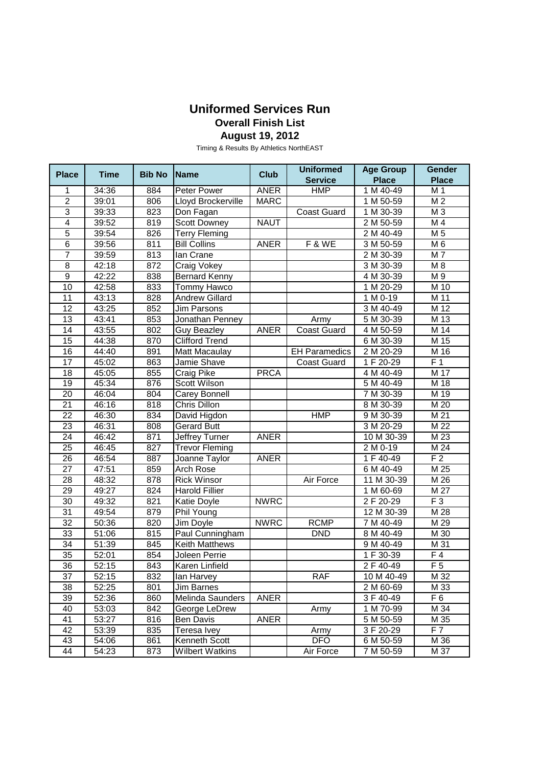# Uniformed Services Run

## Overall Finish List

### August 19, 2012

Timing & Results By Athletics NorthEAST

| Place | Time | Bib No | Name | Club | Uniformed Service | Age Group Place | Gender Place |
|---|---|---|---|---|---|---|---|
| 1 | 34:36 | 884 | Peter Power | ANER | HMP | 1 M 40-49 | M 1 |
| 2 | 39:01 | 806 | Lloyd Brockerville | MARC | | 1 M 50-59 | M 2 |
| 3 | 39:33 | 823 | Don Fagan | | Coast Guard | 1 M 30-39 | M 3 |
| 4 | 39:52 | 819 | Scott Downey | NAUT | | 2 M 50-59 | M 4 |
| 5 | 39:54 | 826 | Terry Fleming | | | 2 M 40-49 | M 5 |
| 6 | 39:56 | 811 | Bill Collins | ANER | F & WE | 3 M 50-59 | M 6 |
| 7 | 39:59 | 813 | Ian Crane | | | 2 M 30-39 | M 7 |
| 8 | 42:18 | 872 | Craig Vokey | | | 3 M 30-39 | M 8 |
| 9 | 42:22 | 838 | Bernard Kenny | | | 4 M 30-39 | M 9 |
| 10 | 42:58 | 833 | Tommy Hawco | | | 1 M 20-29 | M 10 |
| 11 | 43:13 | 828 | Andrew Gillard | | | 1 M 0-19 | M 11 |
| 12 | 43:25 | 852 | Jim Parsons | | | 3 M 40-49 | M 12 |
| 13 | 43:41 | 853 | Jonathan Penney | | Army | 5 M 30-39 | M 13 |
| 14 | 43:55 | 802 | Guy Beazley | ANER | Coast Guard | 4 M 50-59 | M 14 |
| 15 | 44:38 | 870 | Clifford Trend | | | 6 M 30-39 | M 15 |
| 16 | 44:40 | 891 | Matt Macaulay | | EH Paramedics | 2 M 20-29 | M 16 |
| 17 | 45:02 | 863 | Jamie Shave | | Coast Guard | 1 F 20-29 | F 1 |
| 18 | 45:05 | 855 | Craig Pike | PRCA | | 4 M 40-49 | M 17 |
| 19 | 45:34 | 876 | Scott Wilson | | | 5 M 40-49 | M 18 |
| 20 | 46:04 | 804 | Carey Bonnell | | | 7 M 30-39 | M 19 |
| 21 | 46:16 | 818 | Chris Dillon | | | 8 M 30-39 | M 20 |
| 22 | 46:30 | 834 | David Higdon | | HMP | 9 M 30-39 | M 21 |
| 23 | 46:31 | 808 | Gerard Butt | | | 3 M 20-29 | M 22 |
| 24 | 46:42 | 871 | Jeffrey Turner | ANER | | 10 M 30-39 | M 23 |
| 25 | 46:45 | 827 | Trevor Fleming | | | 2 M 0-19 | M 24 |
| 26 | 46:54 | 887 | Joanne Taylor | ANER | | 1 F 40-49 | F 2 |
| 27 | 47:51 | 859 | Arch Rose | | | 6 M 40-49 | M 25 |
| 28 | 48:32 | 878 | Rick Winsor | | Air Force | 11 M 30-39 | M 26 |
| 29 | 49:27 | 824 | Harold Fillier | | | 1 M 60-69 | M 27 |
| 30 | 49:32 | 821 | Katie Doyle | NWRC | | 2 F 20-29 | F 3 |
| 31 | 49:54 | 879 | Phil Young | | | 12 M 30-39 | M 28 |
| 32 | 50:36 | 820 | Jim Doyle | NWRC | RCMP | 7 M 40-49 | M 29 |
| 33 | 51:06 | 815 | Paul Cunningham | | DND | 8 M 40-49 | M 30 |
| 34 | 51:39 | 845 | Keith Matthews | | | 9 M 40-49 | M 31 |
| 35 | 52:01 | 854 | Joleen Perrie | | | 1 F 30-39 | F 4 |
| 36 | 52:15 | 843 | Karen Linfield | | | 2 F 40-49 | F 5 |
| 37 | 52:15 | 832 | Ian Harvey | | RAF | 10 M 40-49 | M 32 |
| 38 | 52:25 | 801 | Jim Barnes | | | 2 M 60-69 | M 33 |
| 39 | 52:36 | 860 | Melinda Saunders | ANER | | 3 F 40-49 | F 6 |
| 40 | 53:03 | 842 | George LeDrew | | Army | 1 M 70-99 | M 34 |
| 41 | 53:27 | 816 | Ben Davis | ANER | | 5 M 50-59 | M 35 |
| 42 | 53:39 | 835 | Teresa Ivey | | Army | 3 F 20-29 | F 7 |
| 43 | 54:06 | 861 | Kenneth Scott | | DFO | 6 M 50-59 | M 36 |
| 44 | 54:23 | 873 | Wilbert Watkins | | Air Force | 7 M 50-59 | M 37 |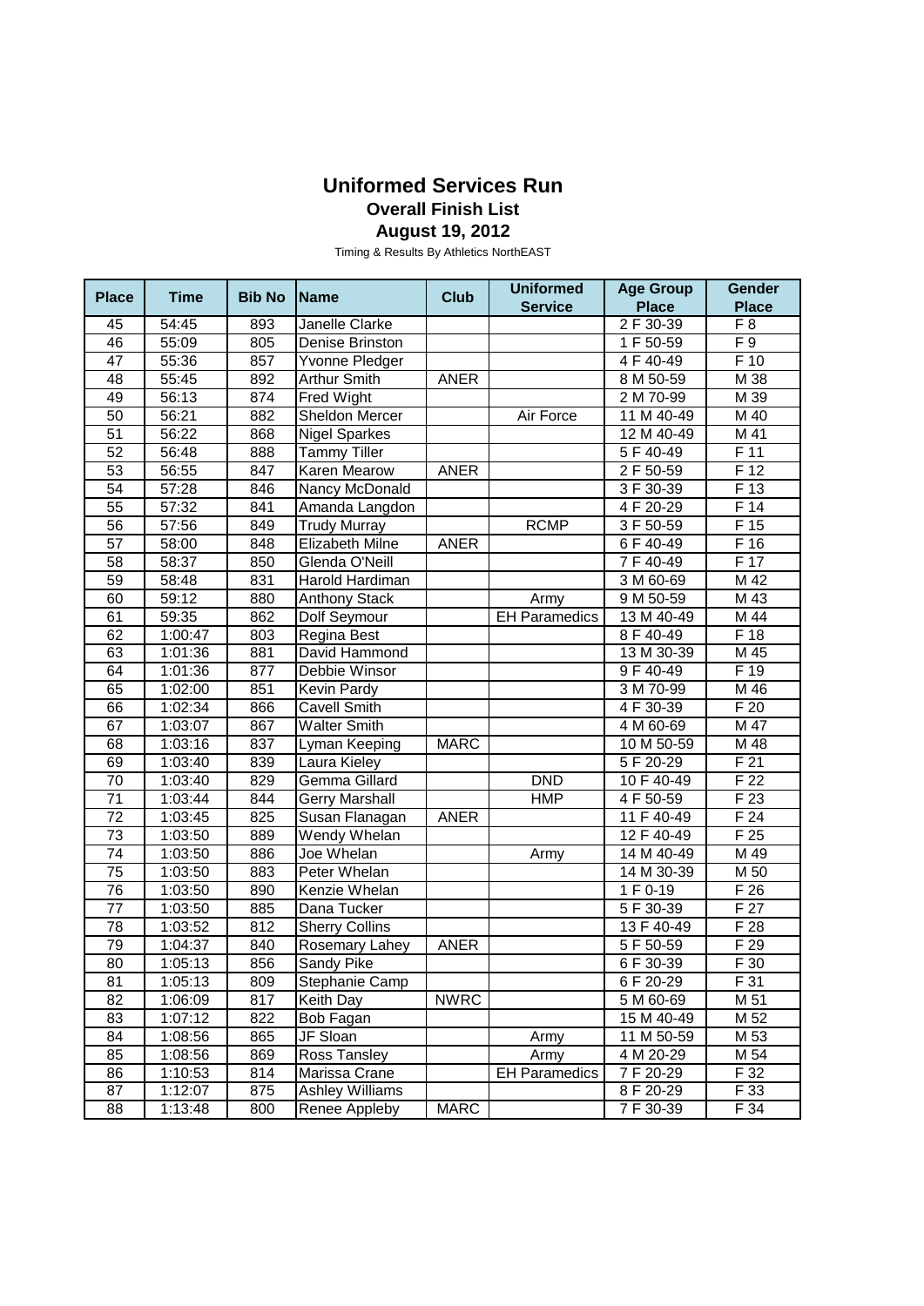# Uniformed Services Run

**Overall Finish List**

**August 19, 2012**

Timing & Results By Athletics NorthEAST

| Place | Time | Bib No | Name | Club | Uniformed Service | Age Group Place | Gender Place |
|---|---|---|---|---|---|---|---|
| 45 | 54:45 | 893 | Janelle Clarke | | | 2 F 30-39 | F 8 |
| 46 | 55:09 | 805 | Denise Brinston | | | 1 F 50-59 | F 9 |
| 47 | 55:36 | 857 | Yvonne Pledger | | | 4 F 40-49 | F 10 |
| 48 | 55:45 | 892 | Arthur Smith | ANER | | 8 M 50-59 | M 38 |
| 49 | 56:13 | 874 | Fred Wight | | | 2 M 70-99 | M 39 |
| 50 | 56:21 | 882 | Sheldon Mercer | | Air Force | 11 M 40-49 | M 40 |
| 51 | 56:22 | 868 | Nigel Sparkes | | | 12 M 40-49 | M 41 |
| 52 | 56:48 | 888 | Tammy Tiller | | | 5 F 40-49 | F 11 |
| 53 | 56:55 | 847 | Karen Mearow | ANER | | 2 F 50-59 | F 12 |
| 54 | 57:28 | 846 | Nancy McDonald | | | 3 F 30-39 | F 13 |
| 55 | 57:32 | 841 | Amanda Langdon | | | 4 F 20-29 | F 14 |
| 56 | 57:56 | 849 | Trudy Murray | | RCMP | 3 F 50-59 | F 15 |
| 57 | 58:00 | 848 | Elizabeth Milne | ANER | | 6 F 40-49 | F 16 |
| 58 | 58:37 | 850 | Glenda O'Neill | | | 7 F 40-49 | F 17 |
| 59 | 58:48 | 831 | Harold Hardiman | | | 3 M 60-69 | M 42 |
| 60 | 59:12 | 880 | Anthony Stack | | Army | 9 M 50-59 | M 43 |
| 61 | 59:35 | 862 | Dolf Seymour | | EH Paramedics | 13 M 40-49 | M 44 |
| 62 | 1:00:47 | 803 | Regina Best | | | 8 F 40-49 | F 18 |
| 63 | 1:01:36 | 881 | David Hammond | | | 13 M 30-39 | M 45 |
| 64 | 1:01:36 | 877 | Debbie Winsor | | | 9 F 40-49 | F 19 |
| 65 | 1:02:00 | 851 | Kevin Pardy | | | 3 M 70-99 | M 46 |
| 66 | 1:02:34 | 866 | Cavell Smith | | | 4 F 30-39 | F 20 |
| 67 | 1:03:07 | 867 | Walter Smith | | | 4 M 60-69 | M 47 |
| 68 | 1:03:16 | 837 | Lyman Keeping | MARC | | 10 M 50-59 | M 48 |
| 69 | 1:03:40 | 839 | Laura Kieley | | | 5 F 20-29 | F 21 |
| 70 | 1:03:40 | 829 | Gemma Gillard | | DND | 10 F 40-49 | F 22 |
| 71 | 1:03:44 | 844 | Gerry Marshall | | HMP | 4 F 50-59 | F 23 |
| 72 | 1:03:45 | 825 | Susan Flanagan | ANER | | 11 F 40-49 | F 24 |
| 73 | 1:03:50 | 889 | Wendy Whelan | | | 12 F 40-49 | F 25 |
| 74 | 1:03:50 | 886 | Joe Whelan | | Army | 14 M 40-49 | M 49 |
| 75 | 1:03:50 | 883 | Peter Whelan | | | 14 M 30-39 | M 50 |
| 76 | 1:03:50 | 890 | Kenzie Whelan | | | 1 F 0-19 | F 26 |
| 77 | 1:03:50 | 885 | Dana Tucker | | | 5 F 30-39 | F 27 |
| 78 | 1:03:52 | 812 | Sherry Collins | | | 13 F 40-49 | F 28 |
| 79 | 1:04:37 | 840 | Rosemary Lahey | ANER | | 5 F 50-59 | F 29 |
| 80 | 1:05:13 | 856 | Sandy Pike | | | 6 F 30-39 | F 30 |
| 81 | 1:05:13 | 809 | Stephanie Camp | | | 6 F 20-29 | F 31 |
| 82 | 1:06:09 | 817 | Keith Day | NWRC | | 5 M 60-69 | M 51 |
| 83 | 1:07:12 | 822 | Bob Fagan | | | 15 M 40-49 | M 52 |
| 84 | 1:08:56 | 865 | JF Sloan | | Army | 11 M 50-59 | M 53 |
| 85 | 1:08:56 | 869 | Ross Tansley | | Army | 4 M 20-29 | M 54 |
| 86 | 1:10:53 | 814 | Marissa Crane | | EH Paramedics | 7 F 20-29 | F 32 |
| 87 | 1:12:07 | 875 | Ashley Williams | | | 8 F 20-29 | F 33 |
| 88 | 1:13:48 | 800 | Renee Appleby | MARC | | 7 F 30-39 | F 34 |